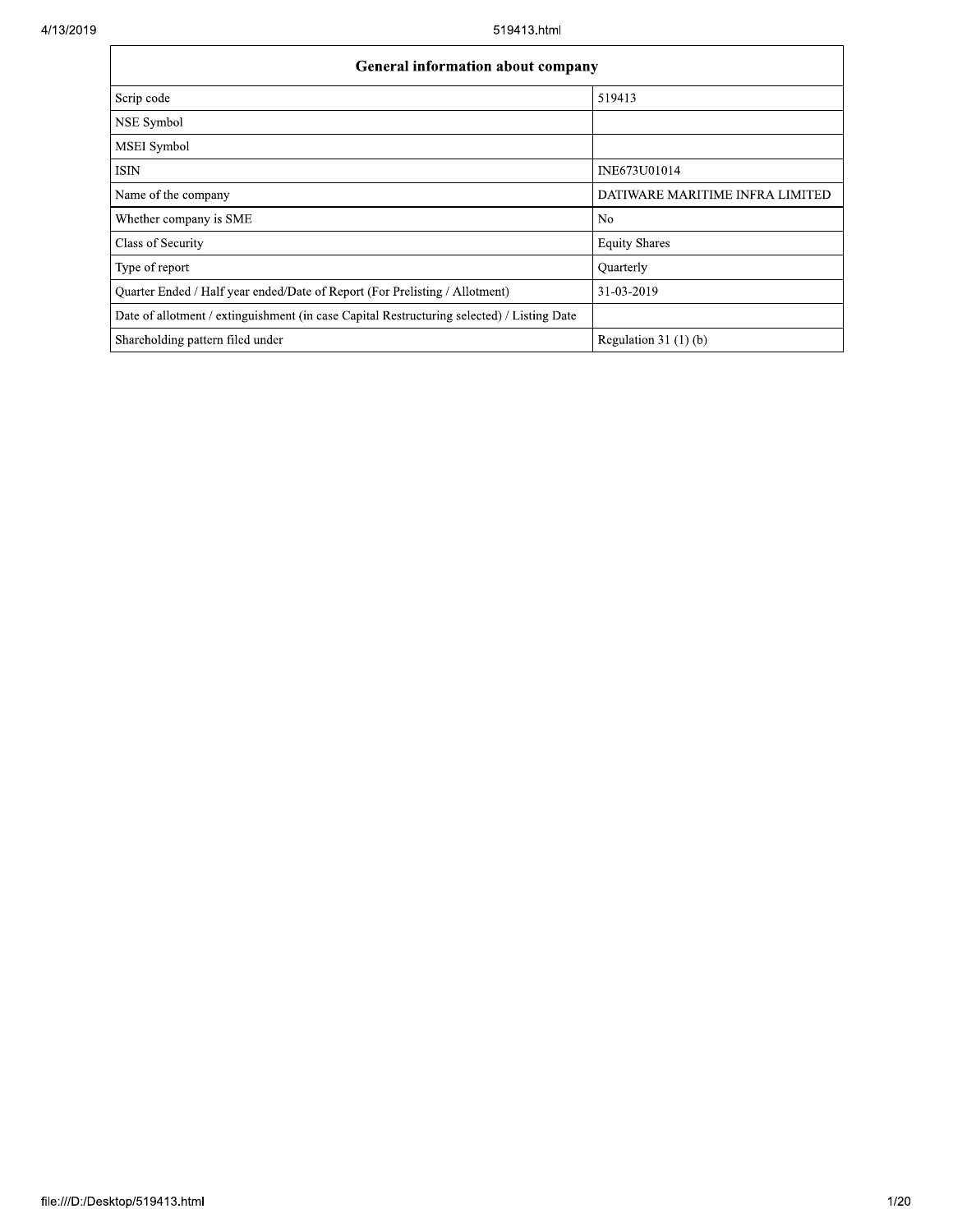| General information about company | |
|---|---|
| Scrip code | 519413 |
| NSE Symbol | |
| MSEI Symbol | |
| ISIN | INE673U01014 |
| Name of the company | DATIWARE MARITIME INFRA LIMITED |
| Whether company is SME | No |
| Class of Security | Equity Shares |
| Type of report | Quarterly |
| Quarter Ended / Half year ended/Date of Report (For Prelisting / Allotment) | 31-03-2019 |
| Date of allotment / extinguishment (in case Capital Restructuring selected) / Listing Date | |
| Shareholding pattern filed under | Regulation 31 (1) (b) |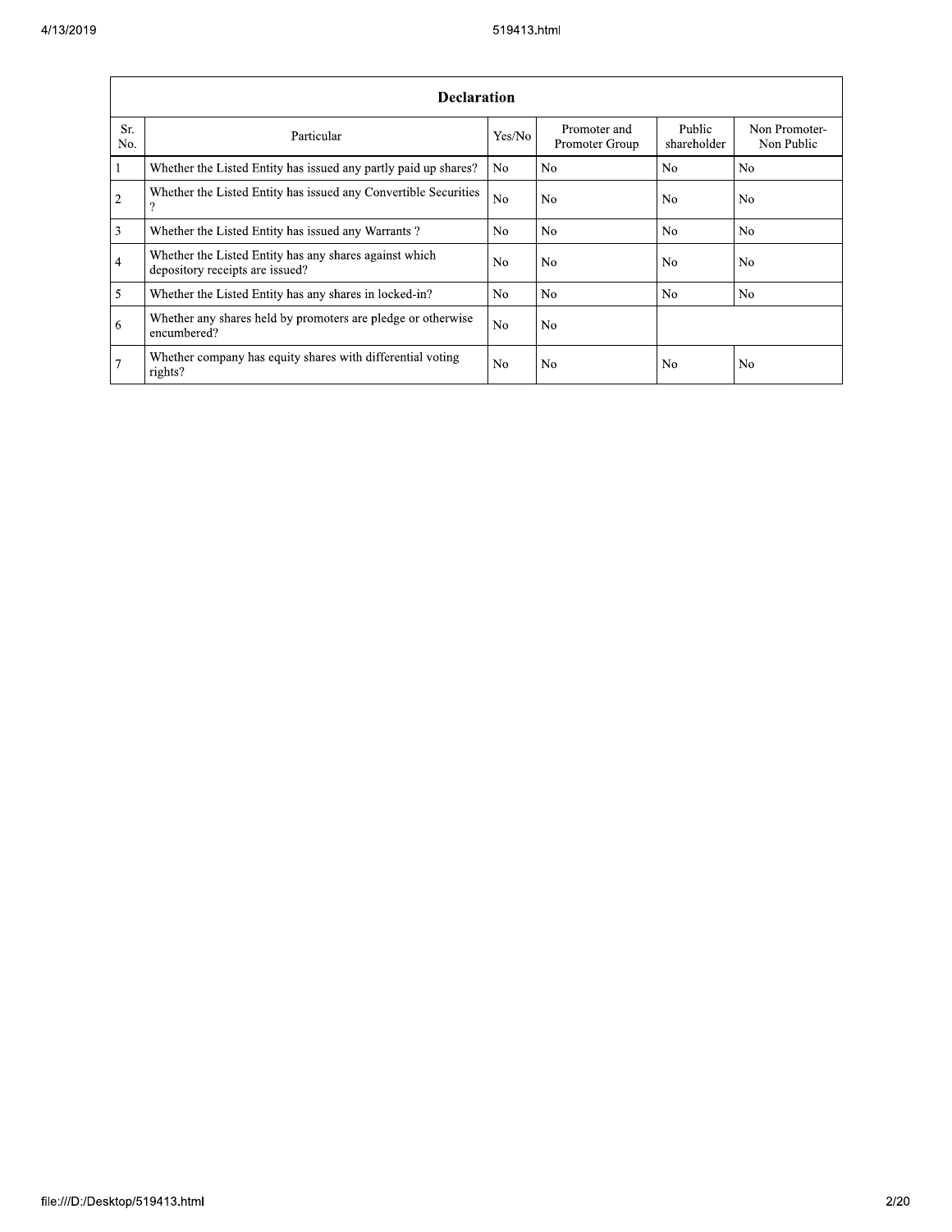| Declaration | | | | | |
|---|---|---|---|---|---|
| Sr. No. | Particular | Yes/No | Promoter and Promoter Group | Public shareholder | Non Promoter- Non Public |
| 1 | Whether the Listed Entity has issued any partly paid up shares? | No | No | No | No |
| 2 | Whether the Listed Entity has issued any Convertible Securities ? | No | No | No | No |
| 3 | Whether the Listed Entity has issued any Warrants ? | No | No | No | No |
| 4 | Whether the Listed Entity has any shares against which depository receipts are issued? | No | No | No | No |
| 5 | Whether the Listed Entity has any shares in locked-in? | No | No | No | No |
| 6 | Whether any shares held by promoters are pledge or otherwise encumbered? | No | No | | |
| 7 | Whether company has equity shares with differential voting rights? | No | No | No | No |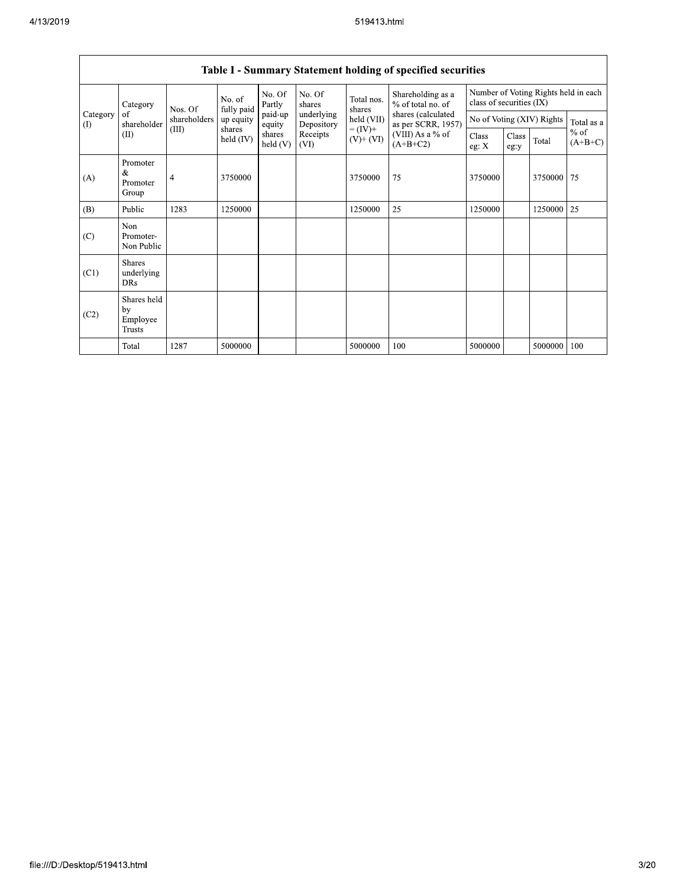## Table I - Summary Statement holding of specified securities

| Category (I) | Category of shareholder (II) | Nos. Of shareholders (III) | No. of fully paid up equity shares held (IV) | No. Of Partly paid-up equity shares held (V) | No. Of shares underlying Depository Receipts (VI) | Total nos. shares held (VII) = (IV)+ (V)+ (VI) | Shareholding as a % of total no. of shares (calculated as per SCRR, 1957) (VIII) As a % of (A+B+C2) | Number of Voting Rights held in each class of securities (IX) | | | |
|---|---|---|---|---|---|---|---|---|---|---|---|
| | | | | | | | | No of Voting (XIV) Rights | | | Total as a % of (A+B+C) |
| | | | | | | | | Class eg: X | Class eg:y | Total | |
| (A) | Promoter & Promoter Group | 4 | 3750000 | | | 3750000 | 75 | 3750000 | | 3750000 | 75 |
| (B) | Public | 1283 | 1250000 | | | 1250000 | 25 | 1250000 | | 1250000 | 25 |
| (C) | Non Promoter- Non Public | | | | | | | | | | |
| (C1) | Shares underlying DRs | | | | | | | | | | |
| (C2) | Shares held by Employee Trusts | | | | | | | | | | |
| | Total | 1287 | 5000000 | | | 5000000 | 100 | 5000000 | | 5000000 | 100 |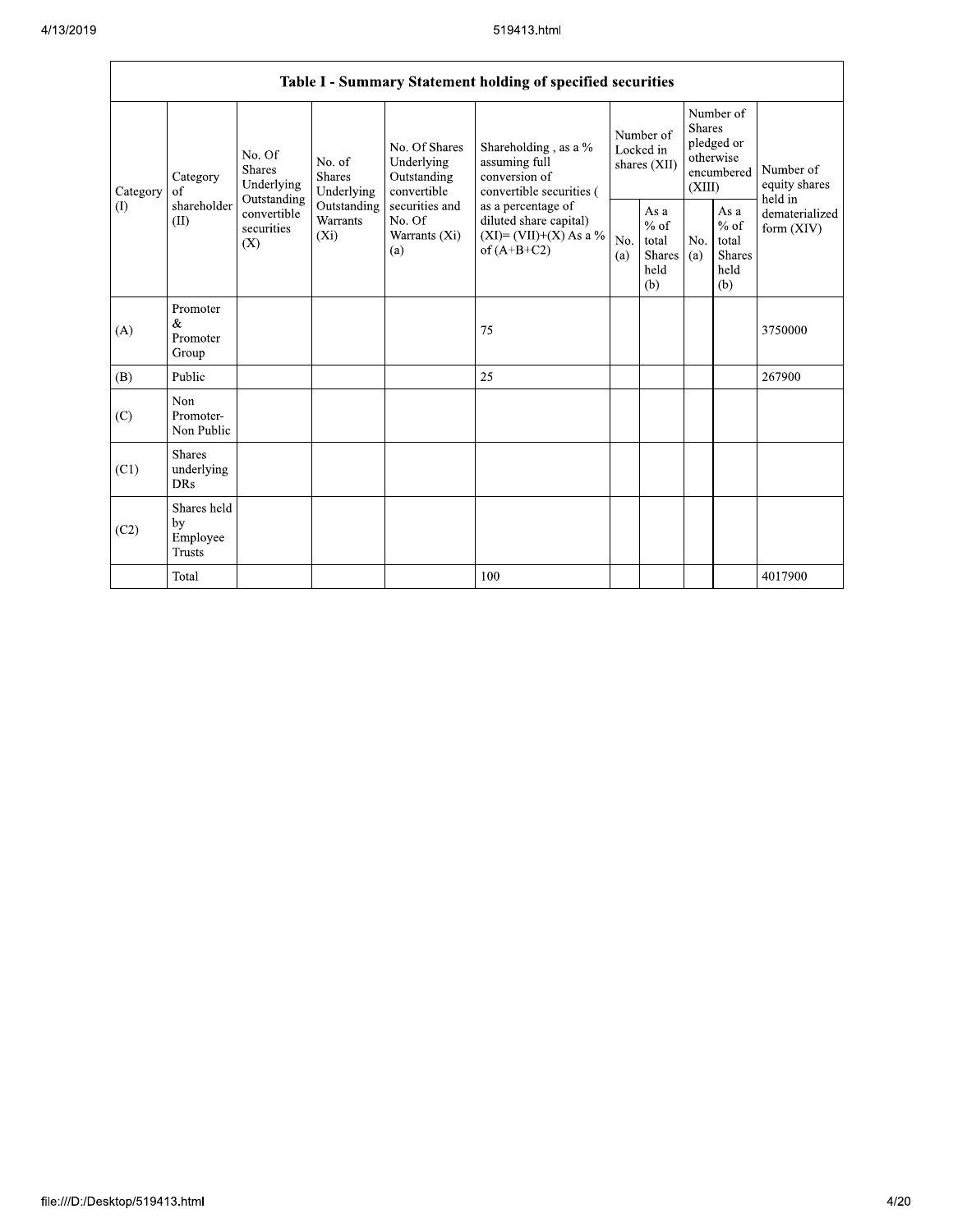| Table I - Summary Statement holding of specified securities | | | | | | | | | | |
|---|---|---|---|---|---|---|---|---|---|---|
| Category (I) | Category of shareholder (II) | No. Of Shares Underlying Outstanding convertible securities (X) | No. of Shares Underlying Outstanding Warrants (Xi) | No. Of Shares Underlying Outstanding convertible securities and No. Of Warrants (Xi) (a) | Shareholding , as a % assuming full conversion of convertible securities ( as a percentage of diluted share capital) (XI)= (VII)+(X) As a % of (A+B+C2) | Number of Locked in shares (XII) | | Number of Shares pledged or otherwise encumbered (XIII) | | Number of equity shares held in dematerialized form (XIV) |
| | | | | | | No. (a) | As a % of total Shares held (b) | No. (a) | As a % of total Shares held (b) | |
| (A) | Promoter & Promoter Group | | | | 75 | | | | | 3750000 |
| (B) | Public | | | | 25 | | | | | 267900 |
| (C) | Non Promoter- Non Public | | | | | | | | | |
| (C1) | Shares underlying DRs | | | | | | | | | |
| (C2) | Shares held by Employee Trusts | | | | | | | | | |
| | Total | | | | 100 | | | | | 4017900 |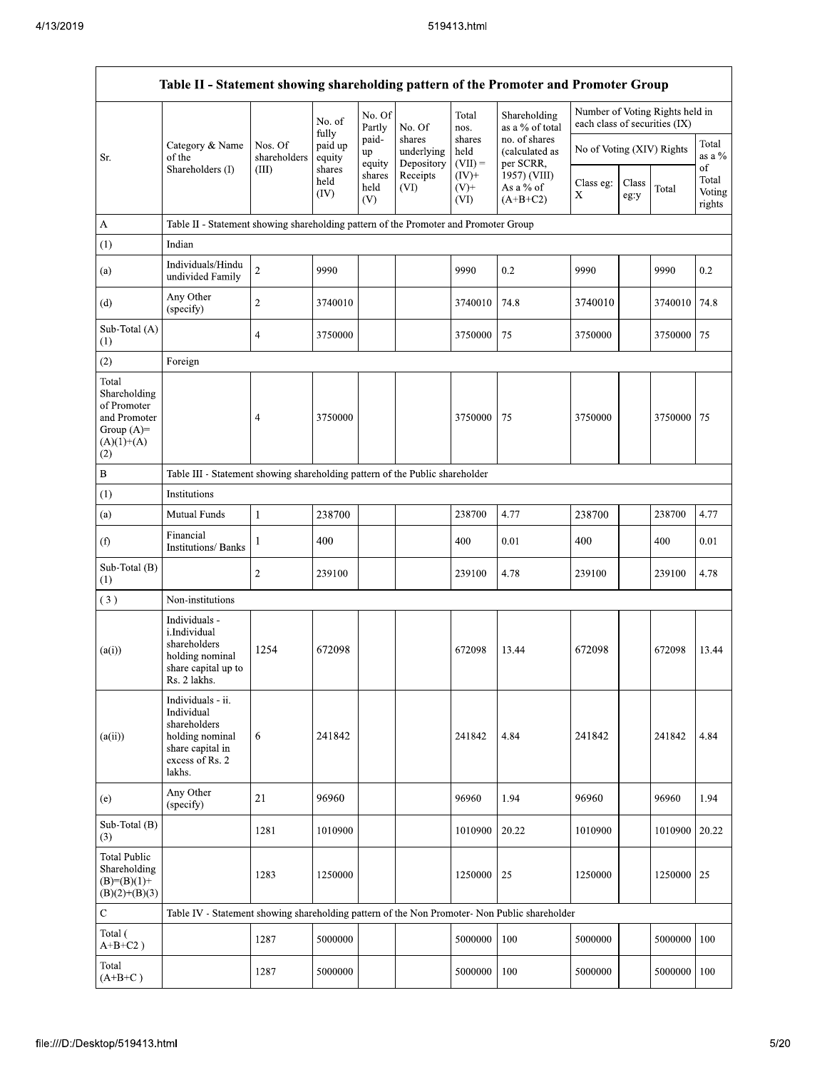| Table II - Statement showing shareholding pattern of the Promoter and Promoter Group | | | | | | | | | | | |
|---|---|---|---|---|---|---|---|---|---|---|---|
| Sr. | Category & Name of the Shareholders (I) | Nos. Of shareholders (III) | No. of fully paid up equity shares held (IV) | No. Of Partly paid-up equity shares held (V) | No. Of shares underlying Depository Receipts (VI) | Total nos. shares held (VII) = (IV)+ (V)+ (VI) | Shareholding as a % of total no. of shares (calculated as per SCRR, 1957) (VIII) As a % of (A+B+C2) | Number of Voting Rights held in each class of securities (IX) | | | |
| | | | | | | | | No of Voting (XIV) Rights | | | Total as a % of Total Voting rights |
| | | | | | | | | Class eg: X | Class eg:y | Total | |
| A | Table II - Statement showing shareholding pattern of the Promoter and Promoter Group | | | | | | | | | | |
| (1) | Indian | | | | | | | | | | |
| (a) | Individuals/Hindu undivided Family | 2 | 9990 | | | 9990 | 0.2 | 9990 | | 9990 | 0.2 |
| (d) | Any Other (specify) | 2 | 3740010 | | | 3740010 | 74.8 | 3740010 | | 3740010 | 74.8 |
| Sub-Total (A) (1) | | 4 | 3750000 | | | 3750000 | 75 | 3750000 | | 3750000 | 75 |
| (2) | Foreign | | | | | | | | | | |
| Total Shareholding of Promoter and Promoter Group (A)=(A)(1)+(A)(2) | | 4 | 3750000 | | | 3750000 | 75 | 3750000 | | 3750000 | 75 |
| B | Table III - Statement showing shareholding pattern of the Public shareholder | | | | | | | | | | |
| (1) | Institutions | | | | | | | | | | |
| (a) | Mutual Funds | 1 | 238700 | | | 238700 | 4.77 | 238700 | | 238700 | 4.77 |
| (f) | Financial Institutions/ Banks | 1 | 400 | | | 400 | 0.01 | 400 | | 400 | 0.01 |
| Sub-Total (B) (1) | | 2 | 239100 | | | 239100 | 4.78 | 239100 | | 239100 | 4.78 |
| (3) | Non-institutions | | | | | | | | | | |
| (a(i)) | Individuals - i.Individual shareholders holding nominal share capital up to Rs. 2 lakhs. | 1254 | 672098 | | | 672098 | 13.44 | 672098 | | 672098 | 13.44 |
| (a(ii)) | Individuals - ii. Individual shareholders holding nominal share capital in excess of Rs. 2 lakhs. | 6 | 241842 | | | 241842 | 4.84 | 241842 | | 241842 | 4.84 |
| (e) | Any Other (specify) | 21 | 96960 | | | 96960 | 1.94 | 96960 | | 96960 | 1.94 |
| Sub-Total (B) (3) | | 1281 | 1010900 | | | 1010900 | 20.22 | 1010900 | | 1010900 | 20.22 |
| Total Public Shareholding (B)=(B)(1)+(B)(2)+(B)(3) | | 1283 | 1250000 | | | 1250000 | 25 | 1250000 | | 1250000 | 25 |
| C | Table IV - Statement showing shareholding pattern of the Non Promoter- Non Public shareholder | | | | | | | | | | |
| Total ( A+B+C2 ) | | 1287 | 5000000 | | | 5000000 | 100 | 5000000 | | 5000000 | 100 |
| Total (A+B+C ) | | 1287 | 5000000 | | | 5000000 | 100 | 5000000 | | 5000000 | 100 |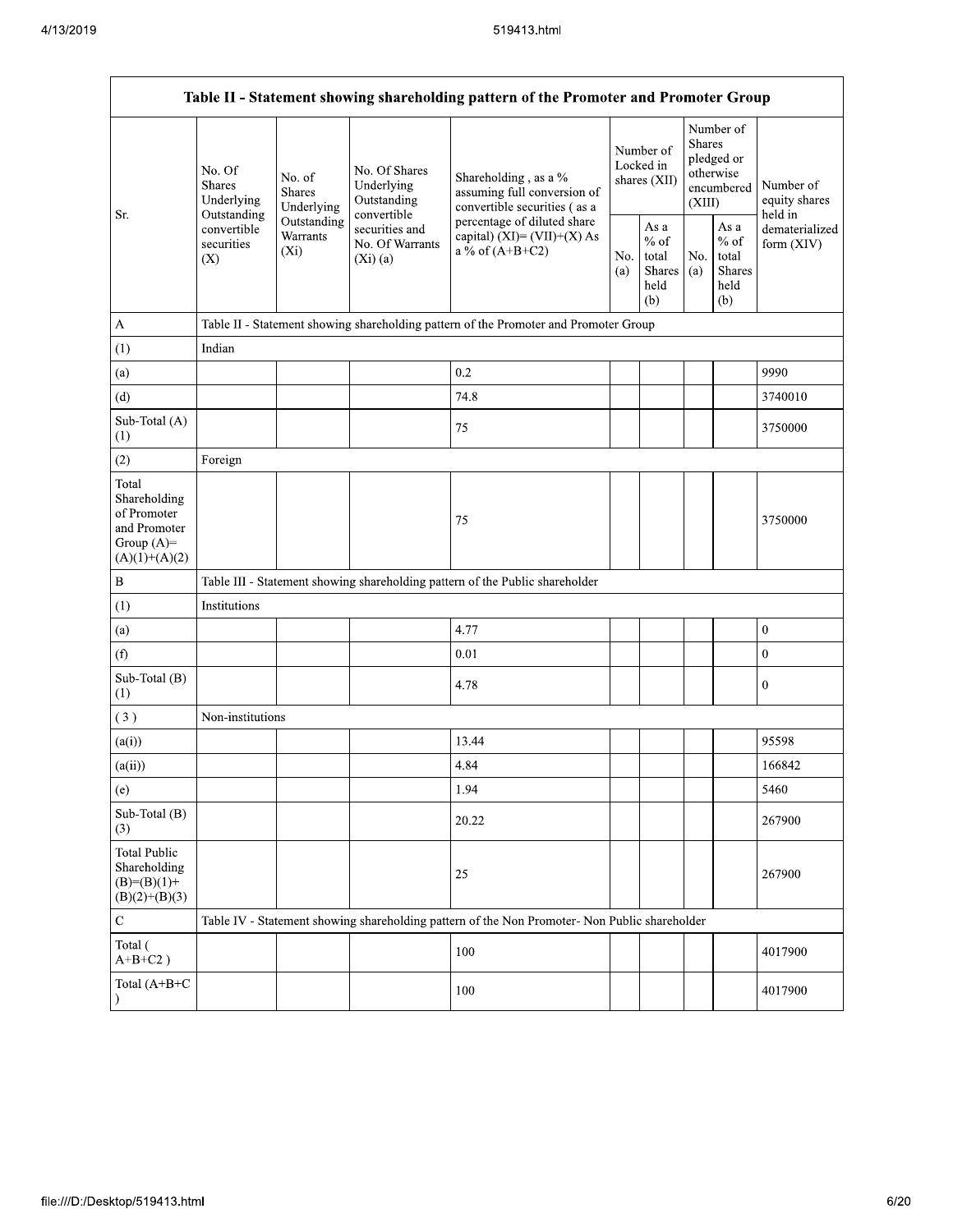| Table II - Statement showing shareholding pattern of the Promoter and Promoter Group | | | | | | | | | |
|---|---|---|---|---|---|---|---|---|---|
| Sr. | No. Of Shares Underlying Outstanding convertible securities (X) | No. of Shares Underlying Outstanding Warrants (Xi) | No. Of Shares Underlying Outstanding convertible securities and No. Of Warrants (Xi) (a) | Shareholding , as a % assuming full conversion of convertible securities ( as a percentage of diluted share capital) (XI)= (VII)+(X) As a % of (A+B+C2) | Number of Locked in shares (XII) | | Number of Shares pledged or otherwise encumbered (XIII) | | Number of equity shares held in dematerialized form (XIV) |
| | | | | | No. (a) | As a % of total Shares held (b) | No. (a) | As a % of total Shares held (b) | |
| A | Table II - Statement showing shareholding pattern of the Promoter and Promoter Group | | | | | | | | |
| (1) | Indian | | | | | | | | |
| (a) | | | | 0.2 | | | | | 9990 |
| (d) | | | | 74.8 | | | | | 3740010 |
| Sub-Total (A) (1) | | | | 75 | | | | | 3750000 |
| (2) | Foreign | | | | | | | | |
| Total Shareholding of Promoter and Promoter Group (A)= (A)(1)+(A)(2) | | | | 75 | | | | | 3750000 |
| B | Table III - Statement showing shareholding pattern of the Public shareholder | | | | | | | | |
| (1) | Institutions | | | | | | | | |
| (a) | | | | 4.77 | | | | | 0 |
| (f) | | | | 0.01 | | | | | 0 |
| Sub-Total (B) (1) | | | | 4.78 | | | | | 0 |
| ( 3 ) | Non-institutions | | | | | | | | |
| (a(i)) | | | | 13.44 | | | | | 95598 |
| (a(ii)) | | | | 4.84 | | | | | 166842 |
| (e) | | | | 1.94 | | | | | 5460 |
| Sub-Total (B) (3) | | | | 20.22 | | | | | 267900 |
| Total Public Shareholding (B)=(B)(1)+ (B)(2)+(B)(3) | | | | 25 | | | | | 267900 |
| C | Table IV - Statement showing shareholding pattern of the Non Promoter- Non Public shareholder | | | | | | | | |
| Total ( A+B+C2 ) | | | | 100 | | | | | 4017900 |
| Total (A+B+C ) | | | | 100 | | | | | 4017900 |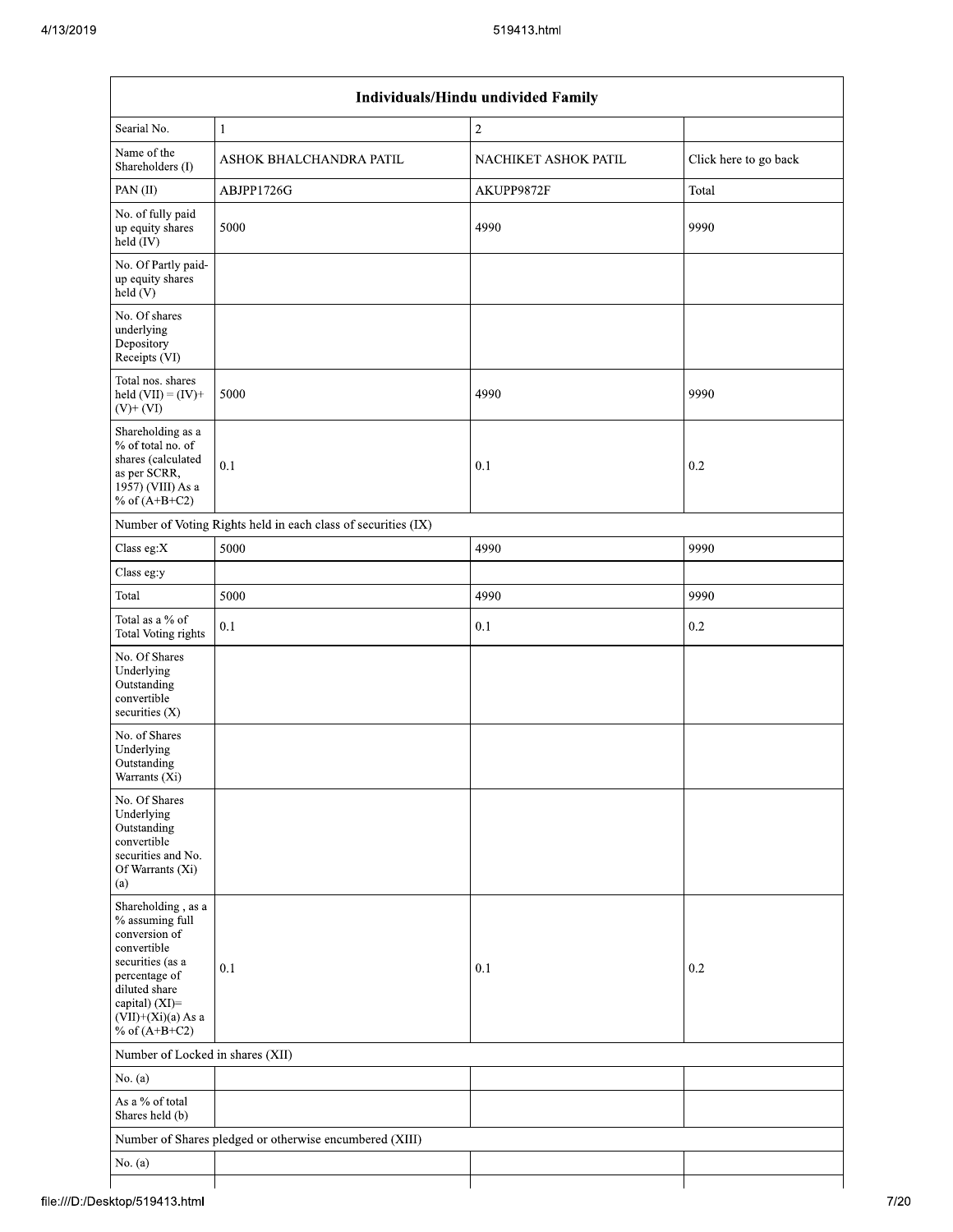| Individuals/Hindu undivided Family | | | |
|---|---|---|---|
| Searial No. | 1 | 2 | |
| Name of the Shareholders (I) | ASHOK BHALCHANDRA PATIL | NACHIKET ASHOK PATIL | Click here to go back |
| PAN (II) | ABJPP1726G | AKUPP9872F | Total |
| No. of fully paid up equity shares held (IV) | 5000 | 4990 | 9990 |
| No. Of Partly paid-up equity shares held (V) | | | |
| No. Of shares underlying Depository Receipts (VI) | | | |
| Total nos. shares held (VII) = (IV)+ (V)+ (VI) | 5000 | 4990 | 9990 |
| Shareholding as a % of total no. of shares (calculated as per SCRR, 1957) (VIII) As a % of (A+B+C2) | 0.1 | 0.1 | 0.2 |
| Number of Voting Rights held in each class of securities (IX) | | | |
| Class eg:X | 5000 | 4990 | 9990 |
| Class eg:y | | | |
| Total | 5000 | 4990 | 9990 |
| Total as a % of Total Voting rights | 0.1 | 0.1 | 0.2 |
| No. Of Shares Underlying Outstanding convertible securities (X) | | | |
| No. of Shares Underlying Outstanding Warrants (Xi) | | | |
| No. Of Shares Underlying Outstanding convertible securities and No. Of Warrants (Xi) (a) | | | |
| Shareholding , as a % assuming full conversion of convertible securities (as a percentage of diluted share capital) (XI)= (VII)+(Xi)(a) As a % of (A+B+C2) | 0.1 | 0.1 | 0.2 |
| Number of Locked in shares (XII) | | | |
| No. (a) | | | |
| As a % of total Shares held (b) | | | |
| Number of Shares pledged or otherwise encumbered (XIII) | | | |
| No. (a) | | | |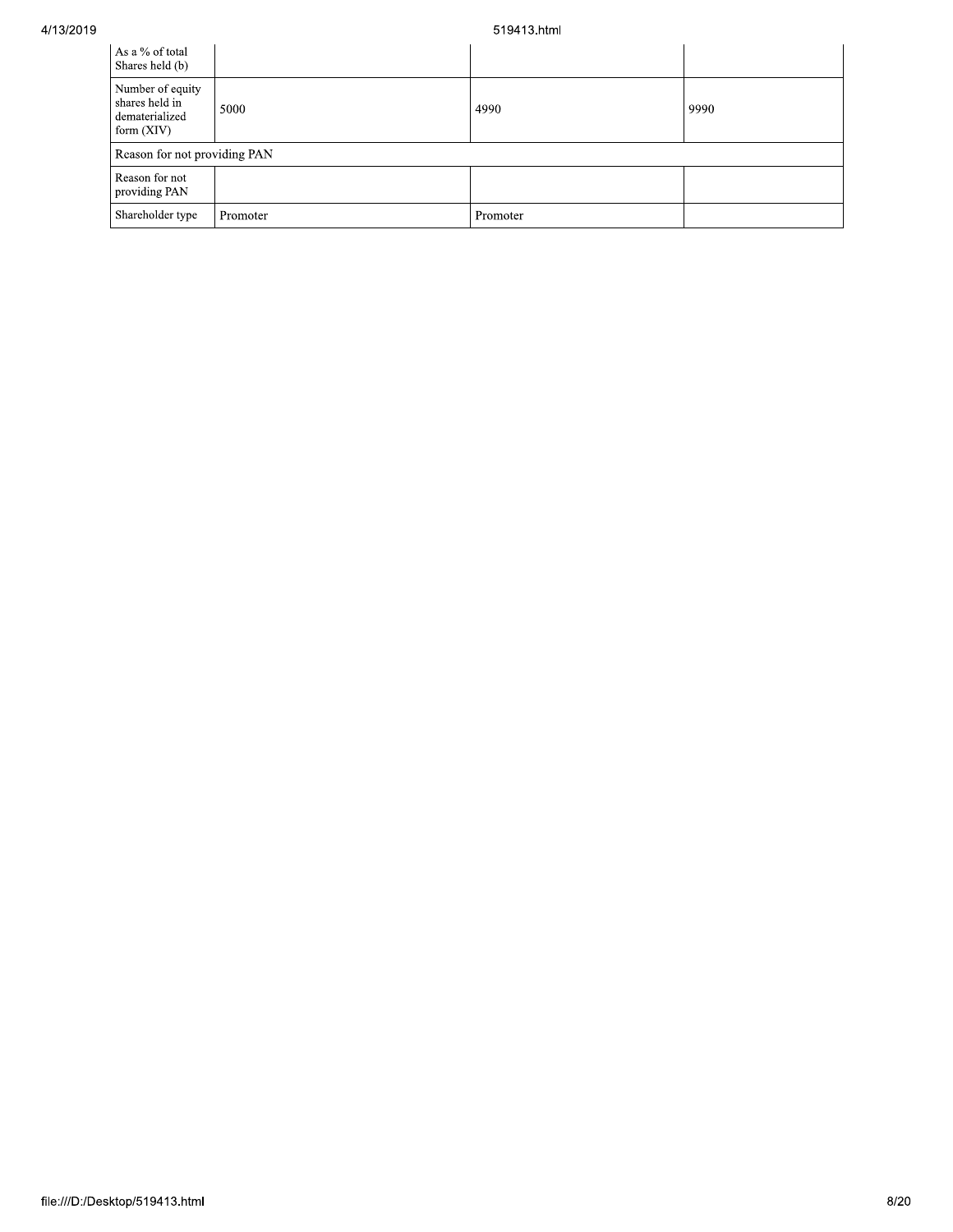| As a % of total Shares held (b) | | | |
|---|---|---|---|
| Number of equity shares held in dematerialized form (XIV) | 5000 | 4990 | 9990 |
| Reason for not providing PAN | | | |
| Reason for not providing PAN | | | |
| Shareholder type | Promoter | Promoter | |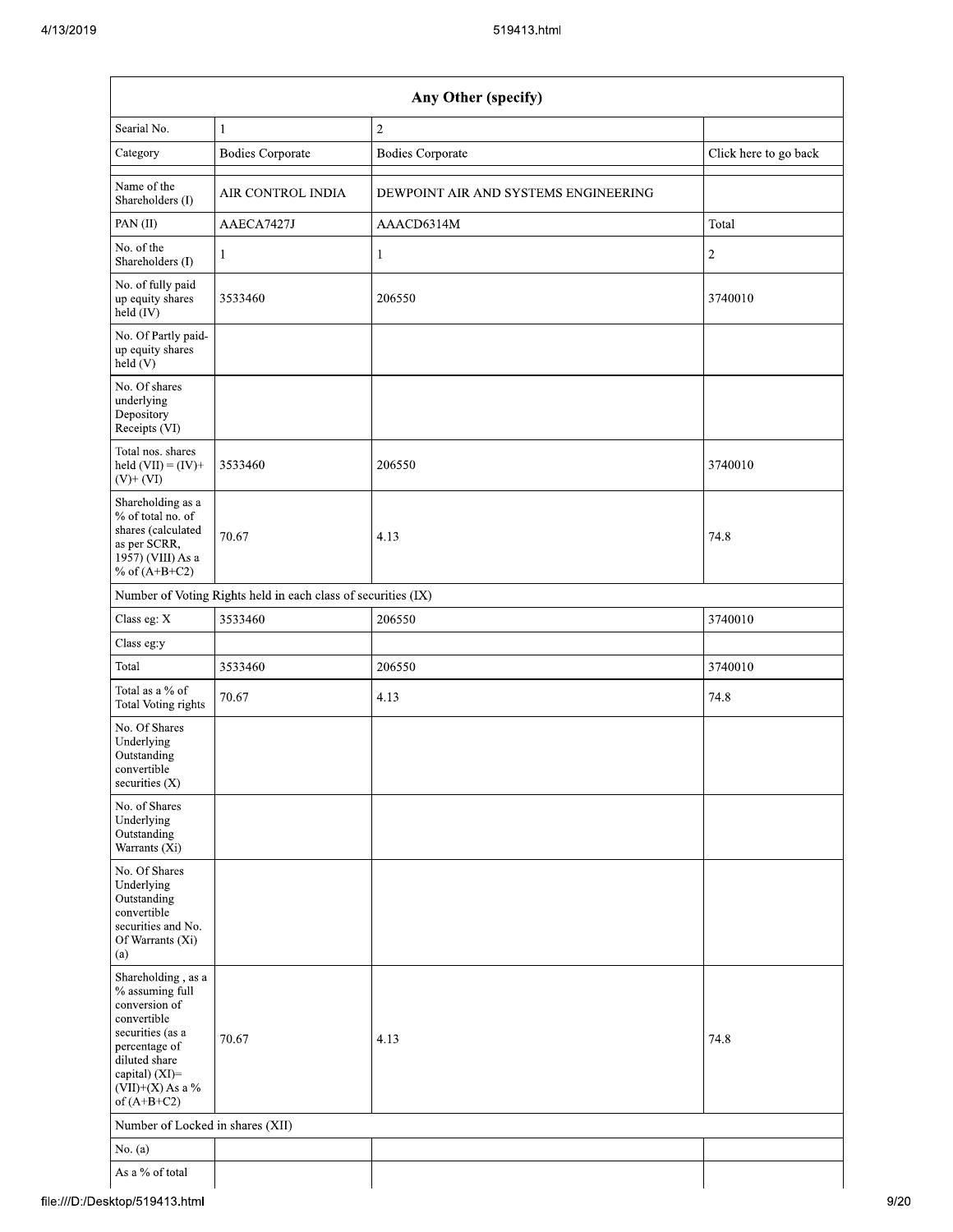| Any Other (specify) | | | |
|---|---|---|---|
| Searial No. | 1 | 2 | |
| Category | Bodies Corporate | Bodies Corporate | Click here to go back |
| Name of the Shareholders (I) | AIR CONTROL INDIA | DEWPOINT AIR AND SYSTEMS ENGINEERING | |
| PAN (II) | AAECA7427J | AAACD6314M | Total |
| No. of the Shareholders (I) | 1 | 1 | 2 |
| No. of fully paid up equity shares held (IV) | 3533460 | 206550 | 3740010 |
| No. Of Partly paid-up equity shares held (V) | | | |
| No. Of shares underlying Depository Receipts (VI) | | | |
| Total nos. shares held (VII) = (IV)+ (V)+ (VI) | 3533460 | 206550 | 3740010 |
| Shareholding as a % of total no. of shares (calculated as per SCRR, 1957) (VIII) As a % of (A+B+C2) | 70.67 | 4.13 | 74.8 |
| Number of Voting Rights held in each class of securities (IX) | | | |
| Class eg: X | 3533460 | 206550 | 3740010 |
| Class eg:y | | | |
| Total | 3533460 | 206550 | 3740010 |
| Total as a % of Total Voting rights | 70.67 | 4.13 | 74.8 |
| No. Of Shares Underlying Outstanding convertible securities (X) | | | |
| No. of Shares Underlying Outstanding Warrants (Xi) | | | |
| No. Of Shares Underlying Outstanding convertible securities and No. Of Warrants (Xi) (a) | | | |
| Shareholding , as a % assuming full conversion of convertible securities (as a percentage of diluted share capital) (XI)= (VII)+(X) As a % of (A+B+C2) | 70.67 | 4.13 | 74.8 |
| Number of Locked in shares (XII) | | | |
| No. (a) | | | |
| As a % of total | | | |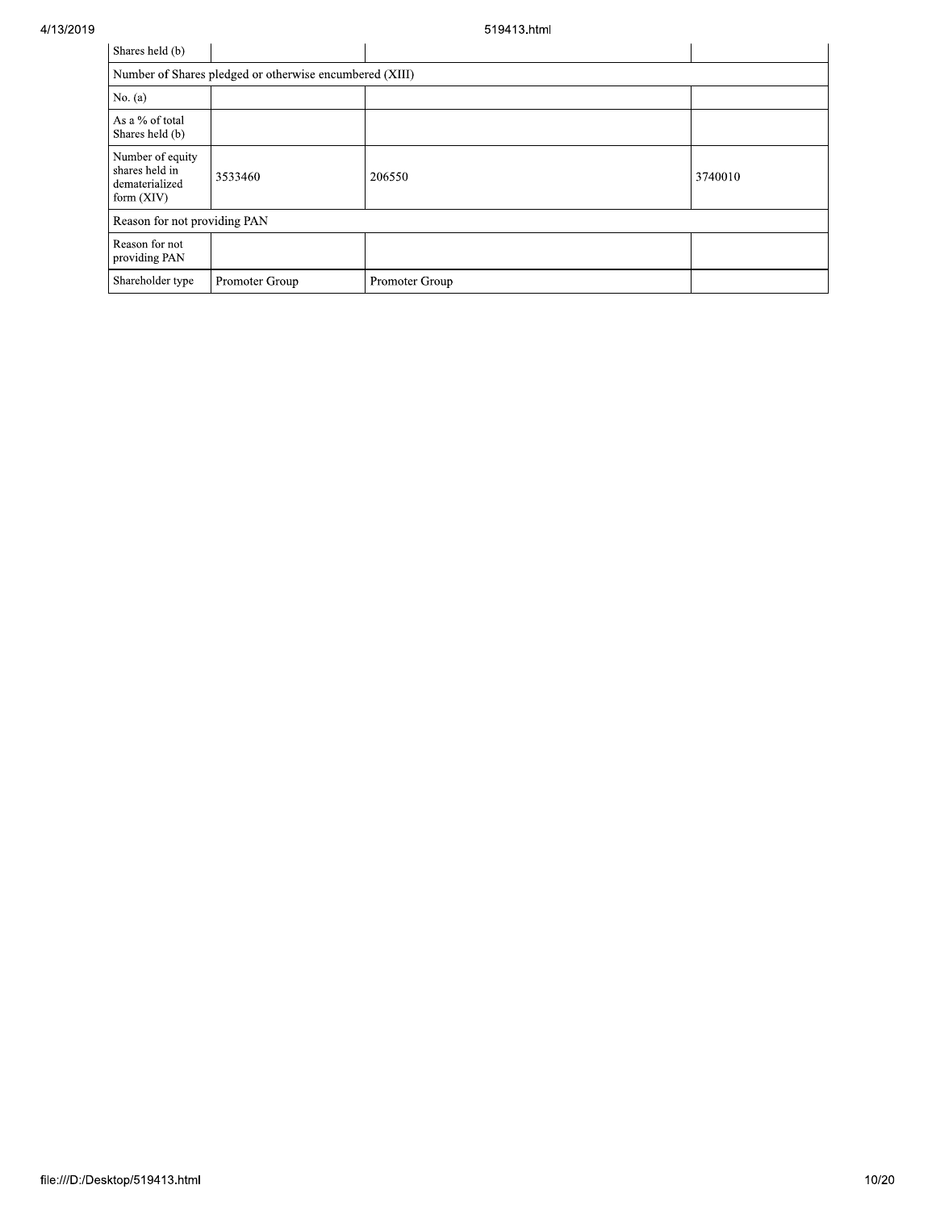| Shares held (b) | | | |
|---|---|---|---|
| Number of Shares pledged or otherwise encumbered (XIII) | | | |
| No. (a) | | | |
| As a % of total Shares held (b) | | | |
| Number of equity shares held in dematerialized form (XIV) | 3533460 | 206550 | 3740010 |
| Reason for not providing PAN | | | |
| Reason for not providing PAN | | | |
| Shareholder type | Promoter Group | Promoter Group | |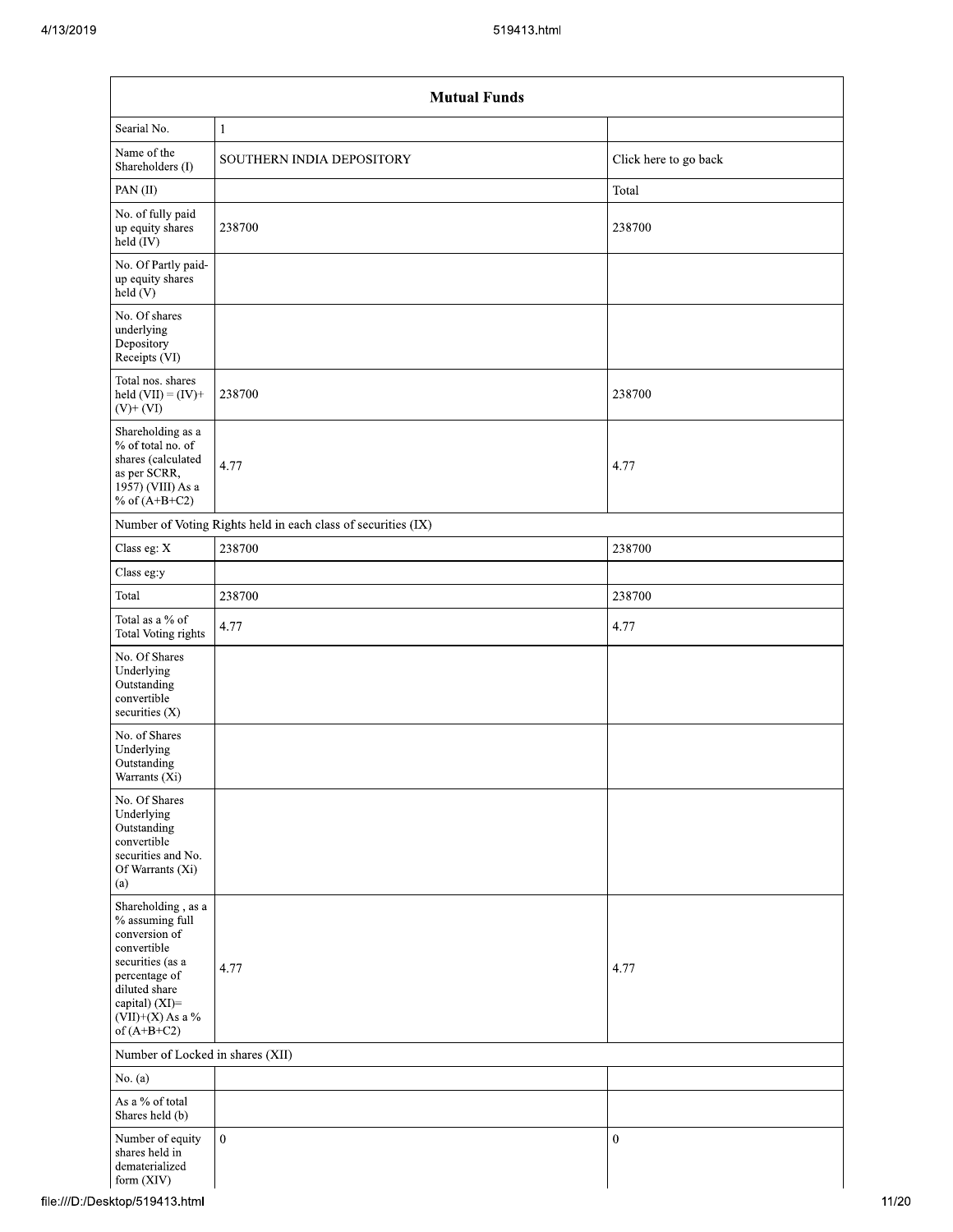| Mutual Funds | | |
|---|---|---|
| Searial No. | 1 | |
| Name of the Shareholders (I) | SOUTHERN INDIA DEPOSITORY | Click here to go back |
| PAN (II) | | Total |
| No. of fully paid up equity shares held (IV) | 238700 | 238700 |
| No. Of Partly paid-up equity shares held (V) | | |
| No. Of shares underlying Depository Receipts (VI) | | |
| Total nos. shares held (VII) = (IV)+ (V)+ (VI) | 238700 | 238700 |
| Shareholding as a % of total no. of shares (calculated as per SCRR, 1957) (VIII) As a % of (A+B+C2) | 4.77 | 4.77 |
| Number of Voting Rights held in each class of securities (IX) | | |
| Class eg: X | 238700 | 238700 |
| Class eg:y | | |
| Total | 238700 | 238700 |
| Total as a % of Total Voting rights | 4.77 | 4.77 |
| No. Of Shares Underlying Outstanding convertible securities (X) | | |
| No. of Shares Underlying Outstanding Warrants (Xi) | | |
| No. Of Shares Underlying Outstanding convertible securities and No. Of Warrants (Xi) (a) | | |
| Shareholding , as a % assuming full conversion of convertible securities (as a percentage of diluted share capital) (XI)= (VII)+(X) As a % of (A+B+C2) | 4.77 | 4.77 |
| Number of Locked in shares (XII) | | |
| No. (a) | | |
| As a % of total Shares held (b) | | |
| Number of equity shares held in dematerialized form (XIV) | 0 | 0 |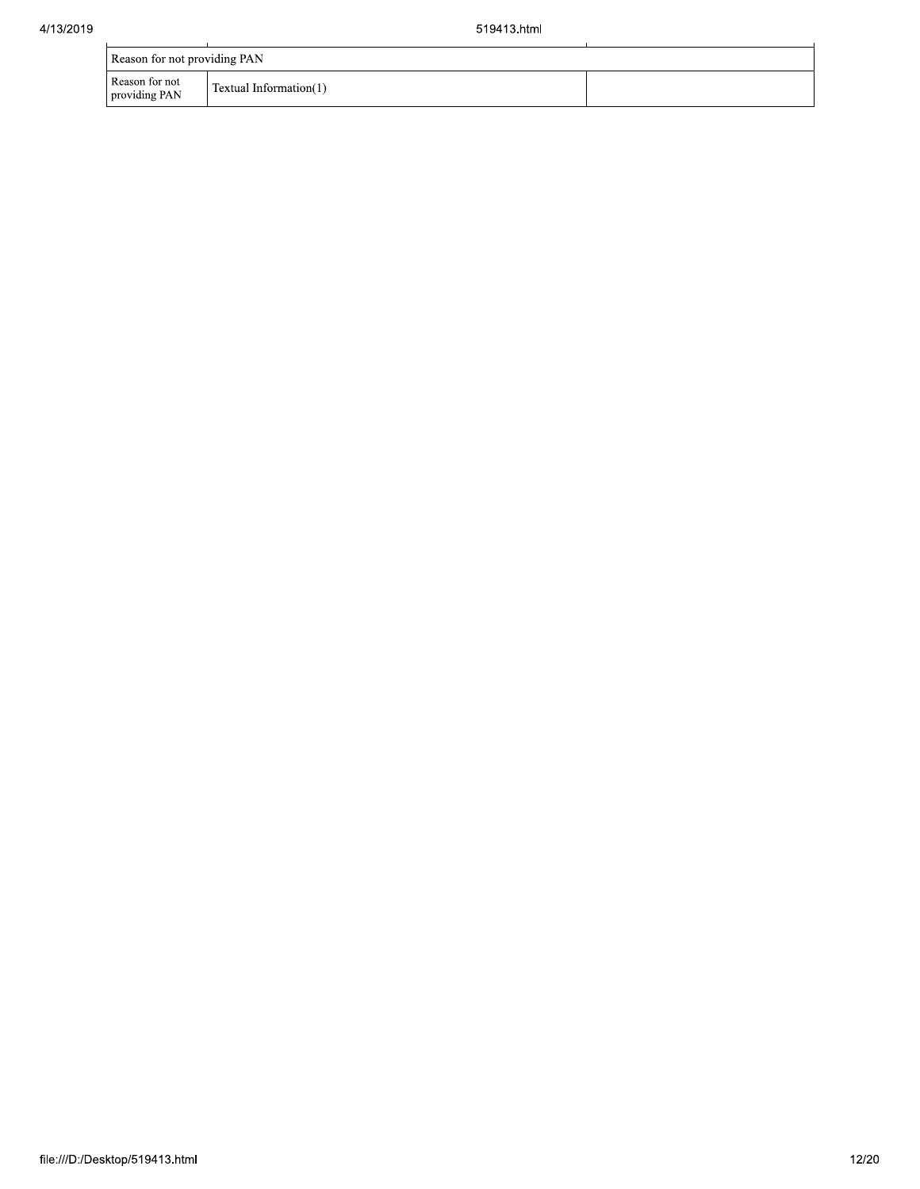| Reason for not providing PAN | | |
|---|---|---|
| Reason for not providing PAN | Textual Information(1) | |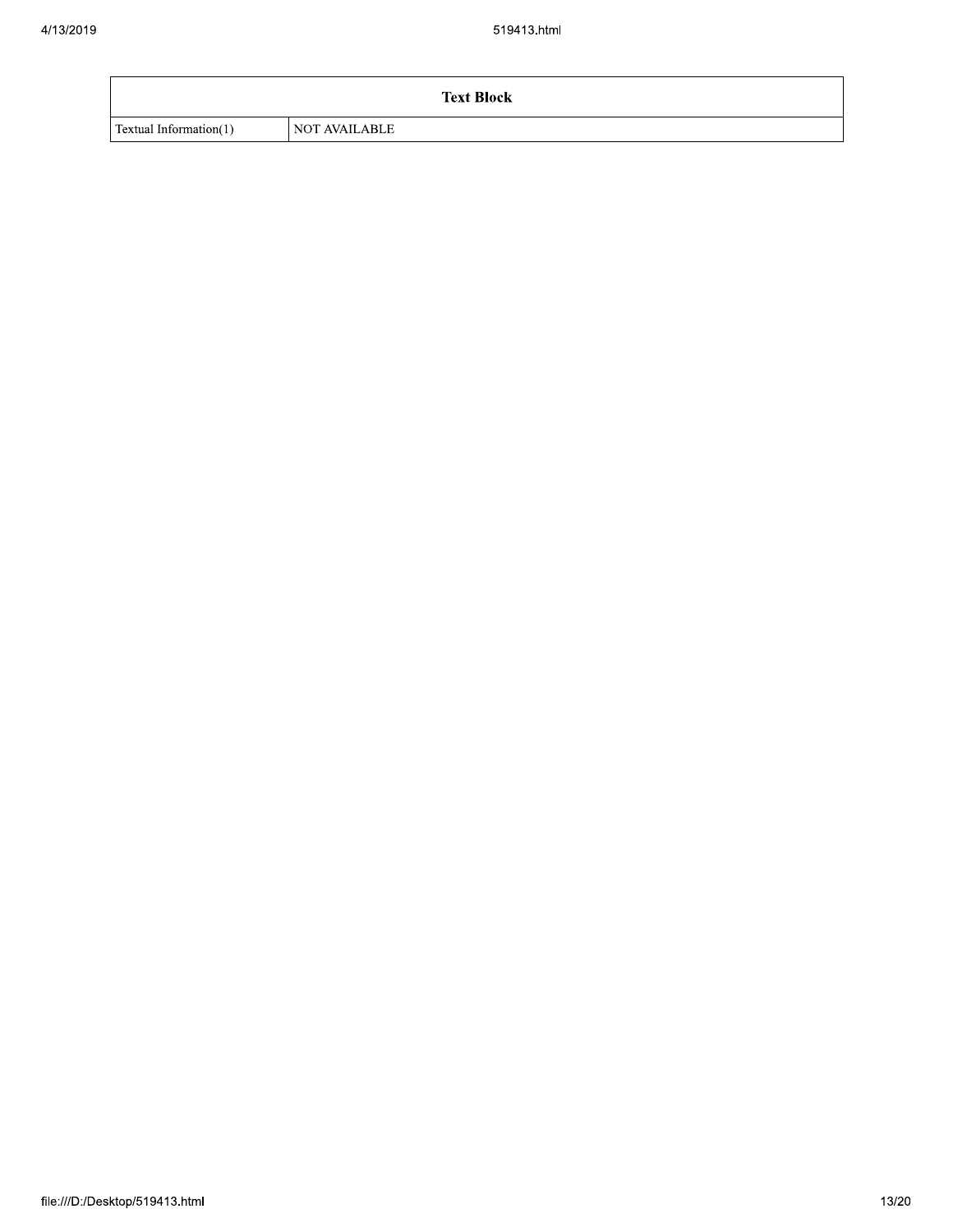| Text Block | |
| --- | --- |
| Textual Information(1) | NOT AVAILABLE |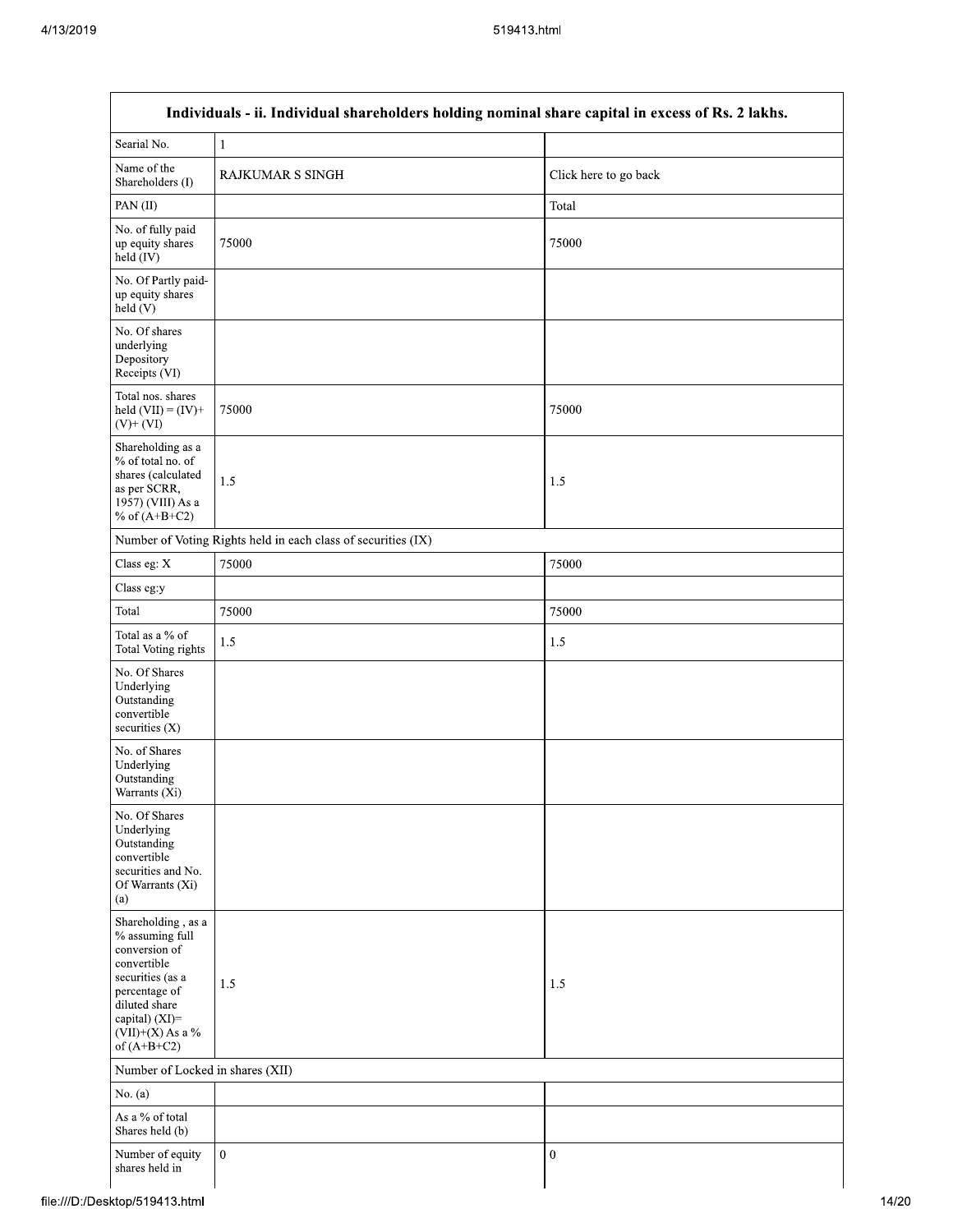| Individuals - ii. Individual shareholders holding nominal share capital in excess of Rs. 2 lakhs. | | |
|---|---|---|
| Searial No. | 1 | |
| Name of the Shareholders (I) | RAJKUMAR S SINGH | Click here to go back |
| PAN (II) | | Total |
| No. of fully paid up equity shares held (IV) | 75000 | 75000 |
| No. Of Partly paid-up equity shares held (V) | | |
| No. Of shares underlying Depository Receipts (VI) | | |
| Total nos. shares held (VII) = (IV)+ (V)+ (VI) | 75000 | 75000 |
| Shareholding as a % of total no. of shares (calculated as per SCRR, 1957) (VIII) As a % of (A+B+C2) | 1.5 | 1.5 |
| Number of Voting Rights held in each class of securities (IX) | | |
| Class eg: X | 75000 | 75000 |
| Class eg:y | | |
| Total | 75000 | 75000 |
| Total as a % of Total Voting rights | 1.5 | 1.5 |
| No. Of Shares Underlying Outstanding convertible securities (X) | | |
| No. of Shares Underlying Outstanding Warrants (Xi) | | |
| No. Of Shares Underlying Outstanding convertible securities and No. Of Warrants (Xi) (a) | | |
| Shareholding , as a % assuming full conversion of convertible securities (as a percentage of diluted share capital) (XI)= (VII)+(X) As a % of (A+B+C2) | 1.5 | 1.5 |
| Number of Locked in shares (XII) | | |
| No. (a) | | |
| As a % of total Shares held (b) | | |
| Number of equity shares held in | 0 | 0 |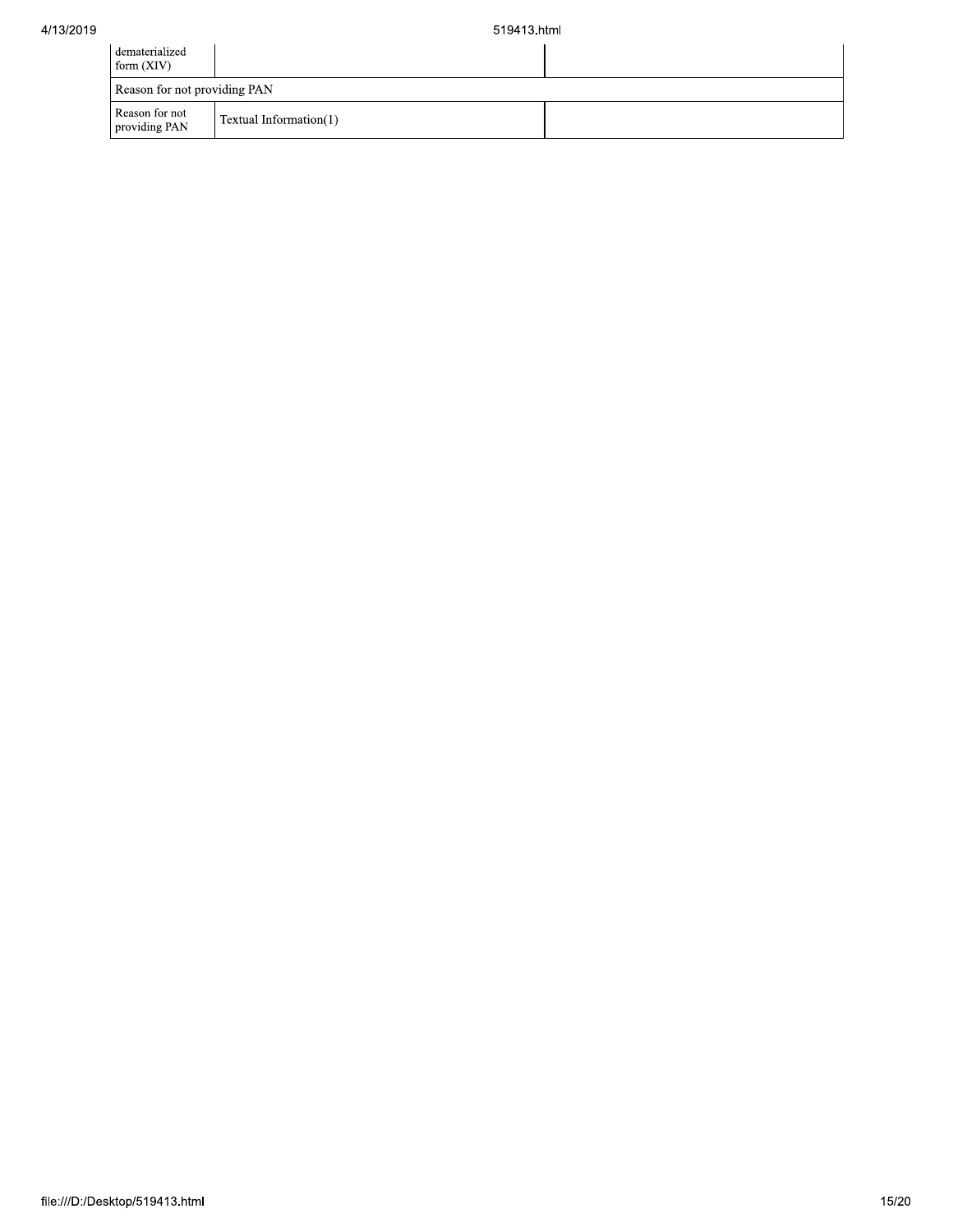| | | |
|---|---|---|
| dematerialized form (XIV) | | |
| Reason for not providing PAN | | |
| Reason for not providing PAN | Textual Information(1) | |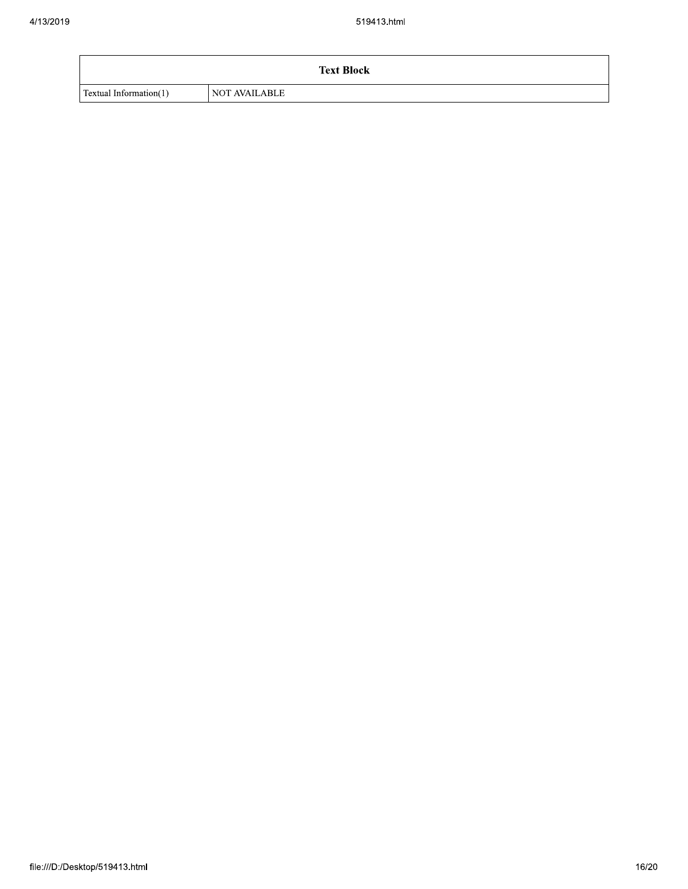| Text Block | |
|---|---|
| Textual Information(1) | NOT AVAILABLE |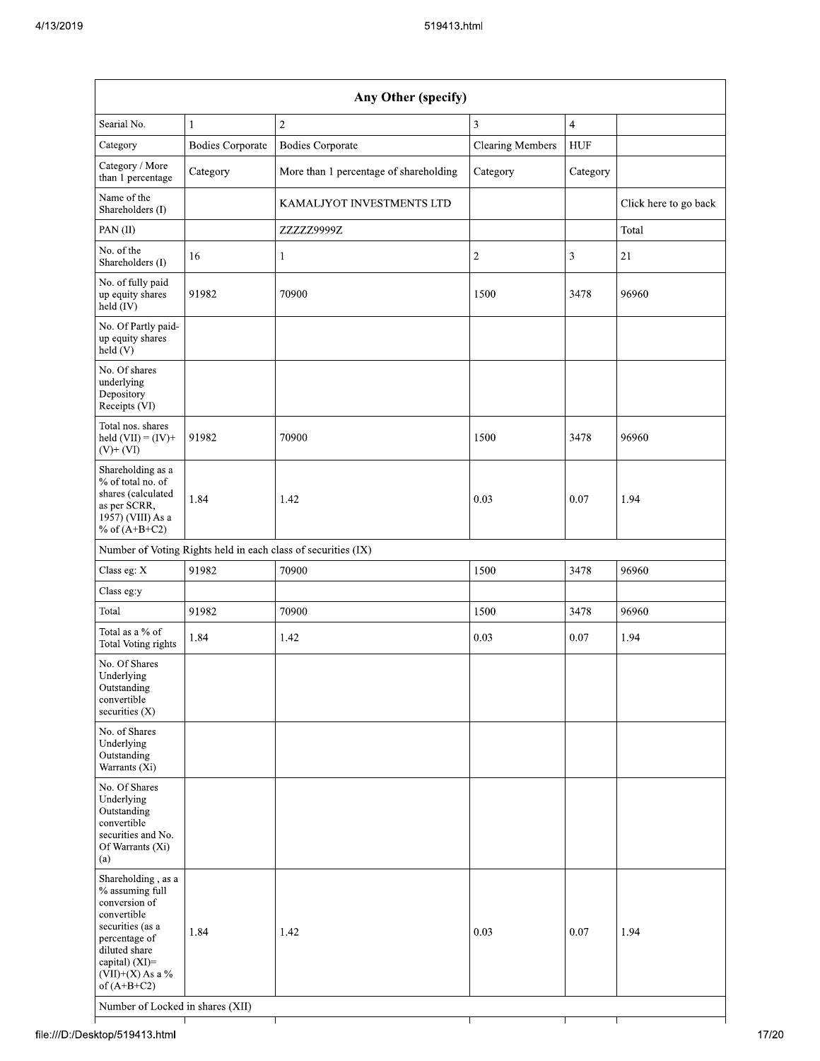| Any Other (specify) | | | | | |
|---|---|---|---|---|---|
| Searial No. | 1 | 2 | 3 | 4 | |
| Category | Bodies Corporate | Bodies Corporate | Clearing Members | HUF | |
| Category / More than 1 percentage | Category | More than 1 percentage of shareholding | Category | Category | |
| Name of the Shareholders (I) | | KAMALJYOT INVESTMENTS LTD | | | Click here to go back |
| PAN (II) | | ZZZZZ9999Z | | | Total |
| No. of the Shareholders (I) | 16 | 1 | 2 | 3 | 21 |
| No. of fully paid up equity shares held (IV) | 91982 | 70900 | 1500 | 3478 | 96960 |
| No. Of Partly paid-up equity shares held (V) | | | | | |
| No. Of shares underlying Depository Receipts (VI) | | | | | |
| Total nos. shares held (VII) = (IV)+ (V)+ (VI) | 91982 | 70900 | 1500 | 3478 | 96960 |
| Shareholding as a % of total no. of shares (calculated as per SCRR, 1957) (VIII) As a % of (A+B+C2) | 1.84 | 1.42 | 0.03 | 0.07 | 1.94 |
| Number of Voting Rights held in each class of securities (IX) | | | | | |
| Class eg: X | 91982 | 70900 | 1500 | 3478 | 96960 |
| Class eg:y | | | | | |
| Total | 91982 | 70900 | 1500 | 3478 | 96960 |
| Total as a % of Total Voting rights | 1.84 | 1.42 | 0.03 | 0.07 | 1.94 |
| No. Of Shares Underlying Outstanding convertible securities (X) | | | | | |
| No. of Shares Underlying Outstanding Warrants (Xi) | | | | | |
| No. Of Shares Underlying Outstanding convertible securities and No. Of Warrants (Xi) (a) | | | | | |
| Shareholding , as a % assuming full conversion of convertible securities (as a percentage of diluted share capital) (XI)= (VII)+(X) As a % of (A+B+C2) | 1.84 | 1.42 | 0.03 | 0.07 | 1.94 |
| Number of Locked in shares (XII) | | | | | |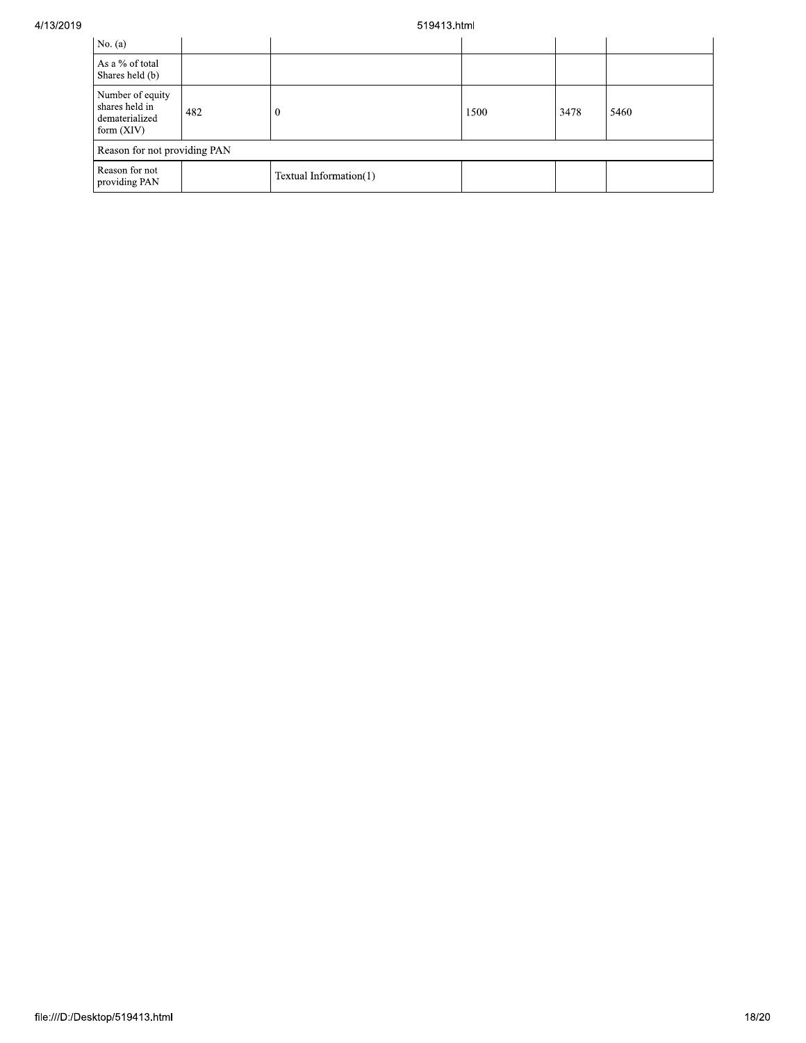| No. (a) | | | | | |
|---|---|---|---|---|---|
| As a % of total Shares held (b) | | | | | |
| Number of equity shares held in dematerialized form (XIV) | 482 | 0 | 1500 | 3478 | 5460 |
| Reason for not providing PAN | | | | | |
| Reason for not providing PAN | | Textual Information(1) | | | |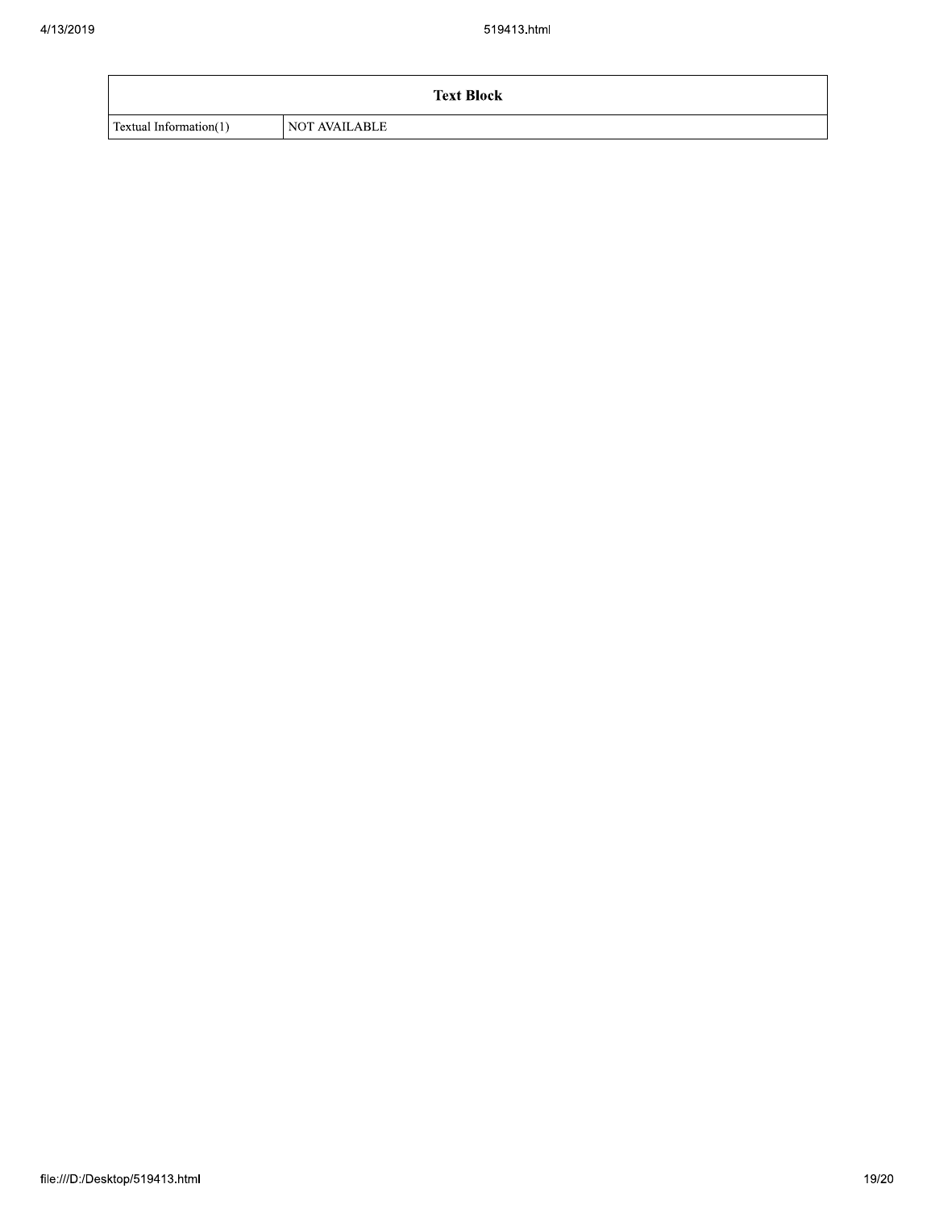| Text Block | |
| --- | --- |
| Textual Information(1) | NOT AVAILABLE |